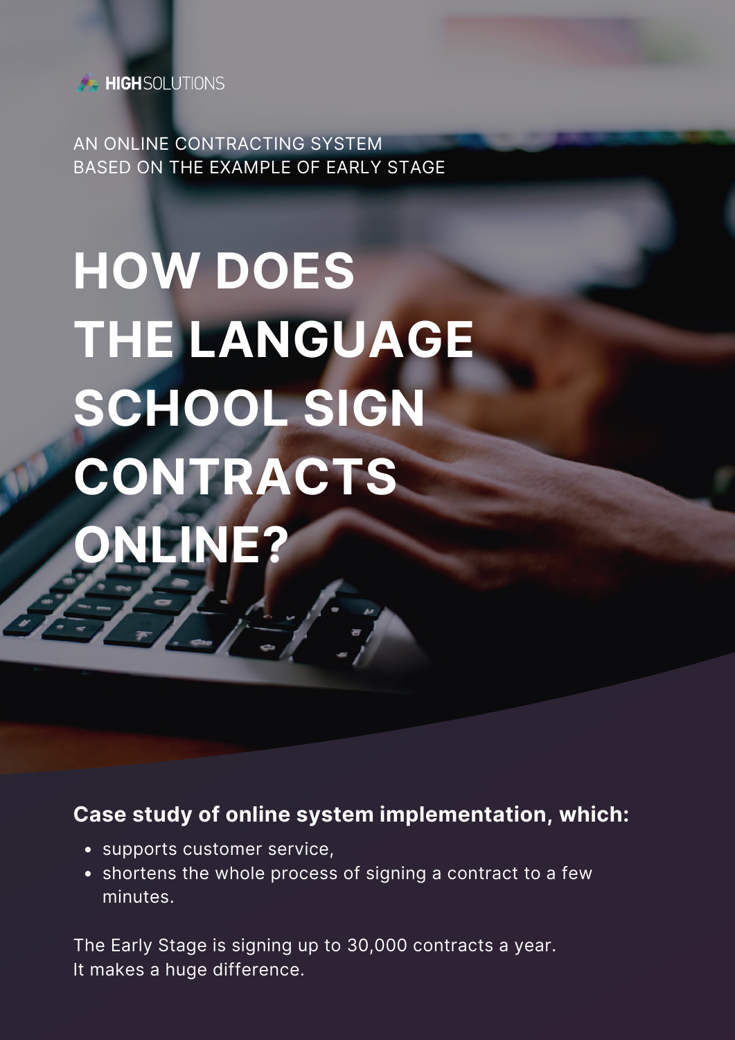HIGHSOLUTIONS

AN ONLINE CONTRACTING SYSTEM
BASED ON THE EXAMPLE OF EARLY STAGE

# HOW DOES THE LANGUAGE SCHOOL SIGN CONTRACTS ONLINE?

**Case study of online system implementation, which:**

- supports customer service,
- shortens the whole process of signing a contract to a few minutes.

The Early Stage is signing up to 30,000 contracts a year.
It makes a huge difference.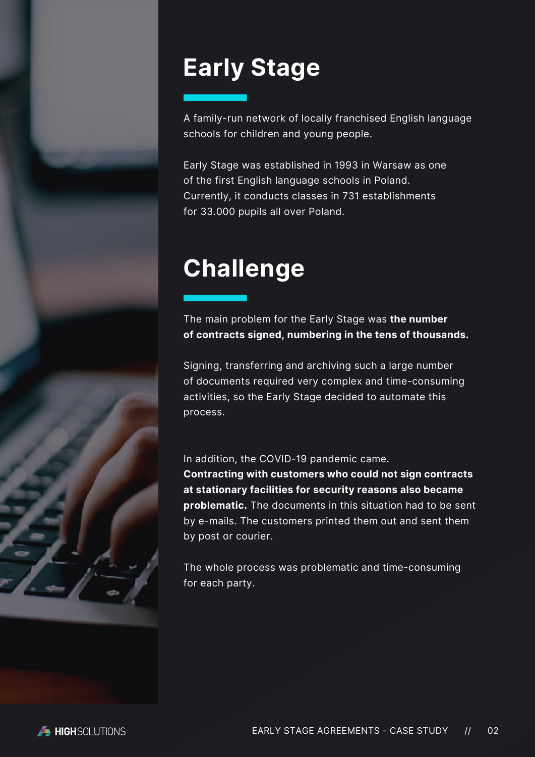# Early Stage

A family-run network of locally franchised English language schools for children and young people.

Early Stage was established in 1993 in Warsaw as one of the first English language schools in Poland. Currently, it conducts classes in 731 establishments for 33.000 pupils all over Poland.

# Challenge

The main problem for the Early Stage was **the number of contracts signed, numbering in the tens of thousands.**

Signing, transferring and archiving such a large number of documents required very complex and time-consuming activities, so the Early Stage decided to automate this process.

In addition, the COVID-19 pandemic came. **Contracting with customers who could not sign contracts at stationary facilities for security reasons also became problematic.** The documents in this situation had to be sent by e-mails. The customers printed them out and sent them by post or courier.

The whole process was problematic and time-consuming for each party.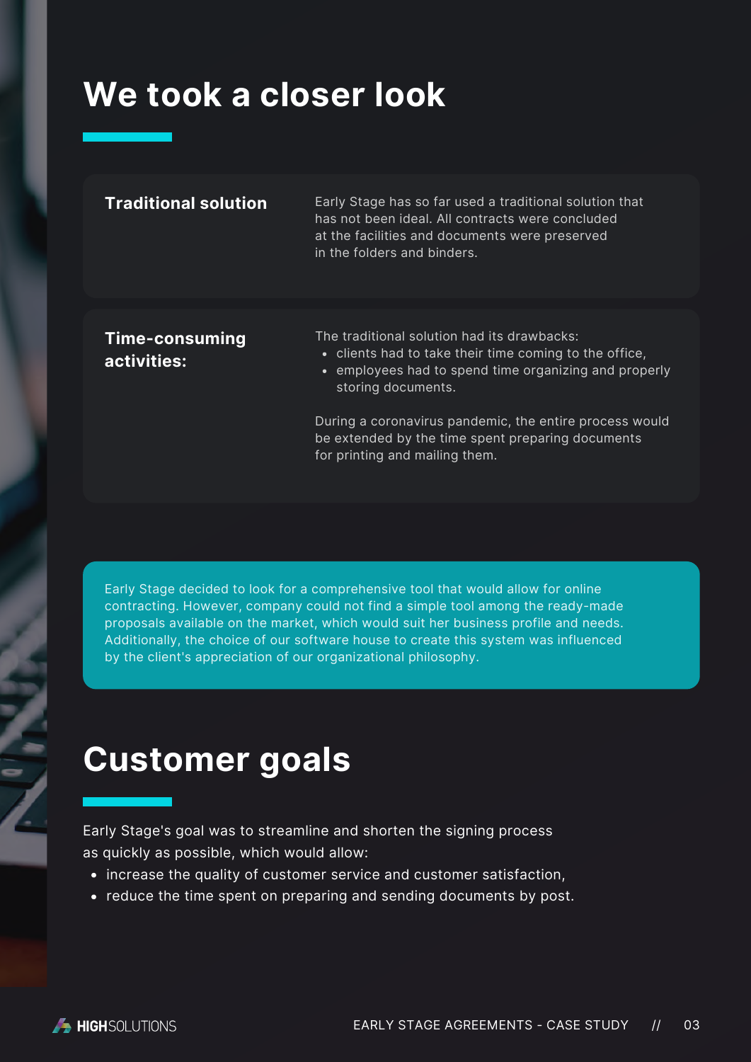# We took a closer look

### Traditional solution

Early Stage has so far used a traditional solution that has not been ideal. All contracts were concluded at the facilities and documents were preserved in the folders and binders.

### Time-consuming activities:

The traditional solution had its drawbacks:

- clients had to take their time coming to the office,
- employees had to spend time organizing and properly storing documents.

During a coronavirus pandemic, the entire process would be extended by the time spent preparing documents for printing and mailing them.

Early Stage decided to look for a comprehensive tool that would allow for online contracting. However, company could not find a simple tool among the ready-made proposals available on the market, which would suit her business profile and needs. Additionally, the choice of our software house to create this system was influenced by the client's appreciation of our organizational philosophy.

# Customer goals

Early Stage's goal was to streamline and shorten the signing process as quickly as possible, which would allow:

- increase the quality of customer service and customer satisfaction,
- reduce the time spent on preparing and sending documents by post.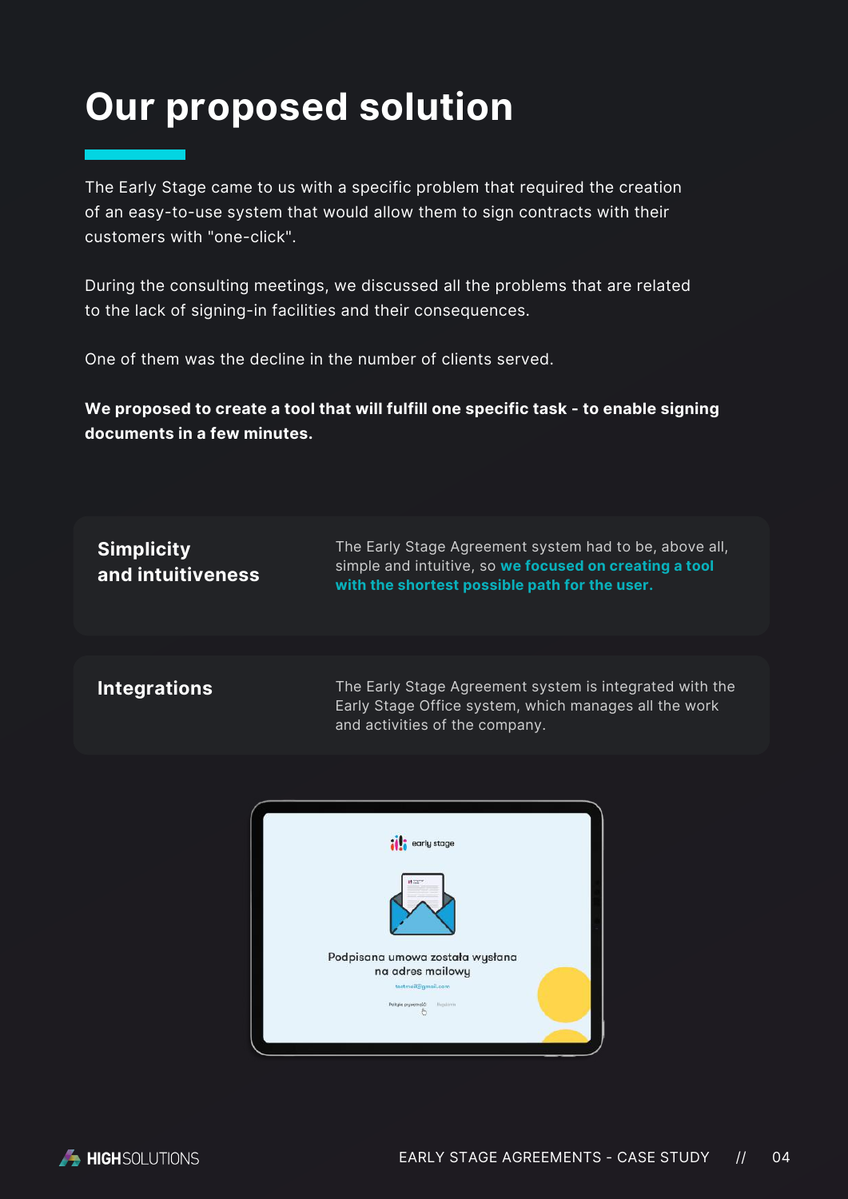# Our proposed solution

The Early Stage came to us with a specific problem that required the creation of an easy-to-use system that would allow them to sign contracts with their customers with "one-click".

During the consulting meetings, we discussed all the problems that are related to the lack of signing-in facilities and their consequences.

One of them was the decline in the number of clients served.

**We proposed to create a tool that will fulfill one specific task - to enable signing documents in a few minutes.**

## Simplicity and intuitiveness

The Early Stage Agreement system had to be, above all, simple and intuitive, so **we focused on creating a tool with the shortest possible path for the user.**

## Integrations

The Early Stage Agreement system is integrated with the Early Stage Office system, which manages all the work and activities of the company.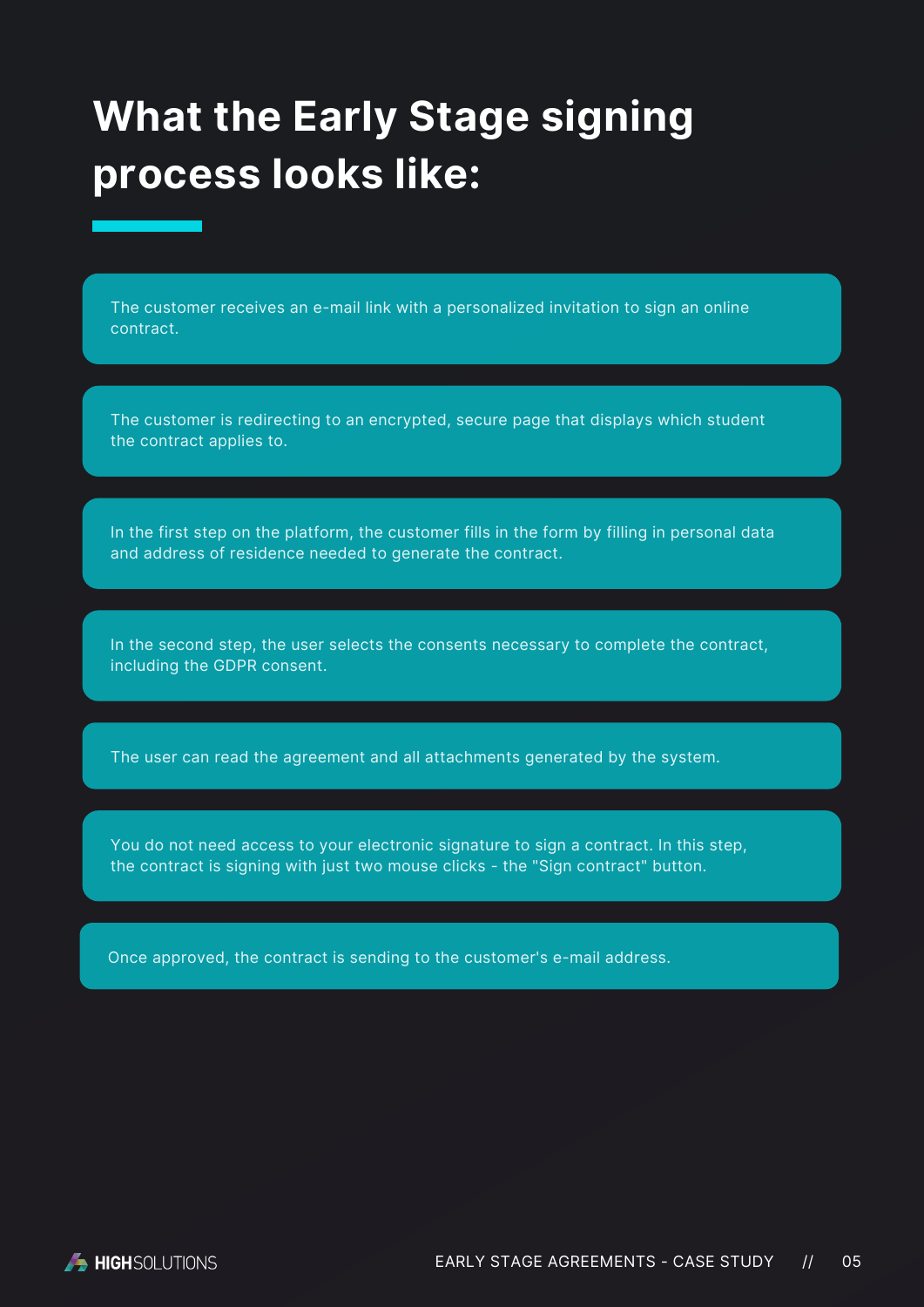# What the Early Stage signing process looks like:

The customer receives an e-mail link with a personalized invitation to sign an online contract.

The customer is redirecting to an encrypted, secure page that displays which student the contract applies to.

In the first step on the platform, the customer fills in the form by filling in personal data and address of residence needed to generate the contract.

In the second step, the user selects the consents necessary to complete the contract, including the GDPR consent.

The user can read the agreement and all attachments generated by the system.

You do not need access to your electronic signature to sign a contract. In this step, the contract is signing with just two mouse clicks - the "Sign contract" button.

Once approved, the contract is sending to the customer's e-mail address.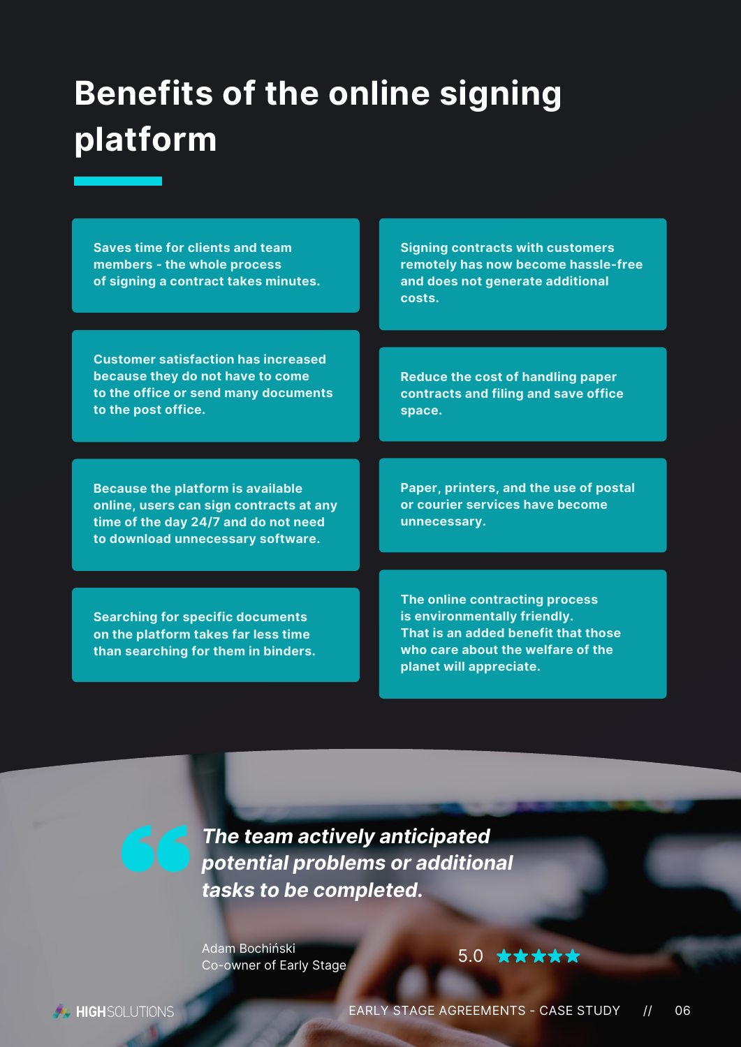# Benefits of the online signing platform

- Saves time for clients and team members - the whole process of signing a contract takes minutes.
- Customer satisfaction has increased because they do not have to come to the office or send many documents to the post office.
- Because the platform is available online, users can sign contracts at any time of the day 24/7 and do not need to download unnecessary software.
- Searching for specific documents on the platform takes far less time than searching for them in binders.
- Signing contracts with customers remotely has now become hassle-free and does not generate additional costs.
- Reduce the cost of handling paper contracts and filing and save office space.
- Paper, printers, and the use of postal or courier services have become unnecessary.
- The online contracting process is environmentally friendly. That is an added benefit that those who care about the welfare of the planet will appreciate.

> ***The team actively anticipated potential problems or additional tasks to be completed.***
>
> Adam Bochiński
> Co-owner of Early Stage
>
> 5.0 ★★★★★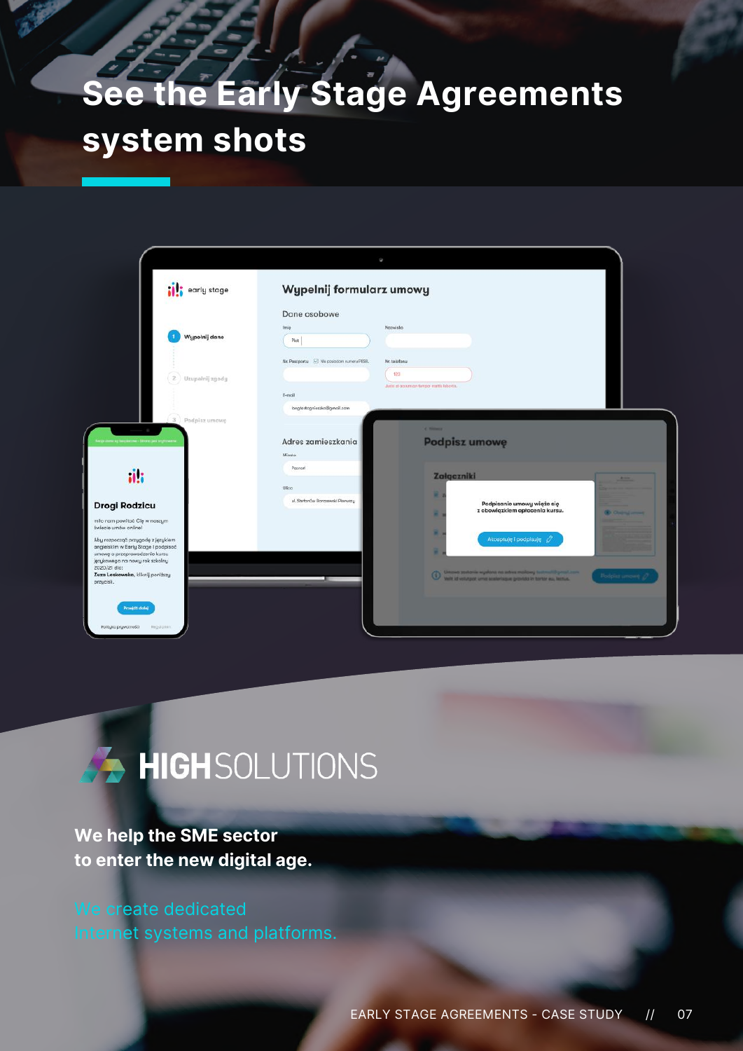# See the Early Stage Agreements system shots

HIGHSOLUTIONS

**We help the SME sector to enter the new digital age.**

We create dedicated Internet systems and platforms.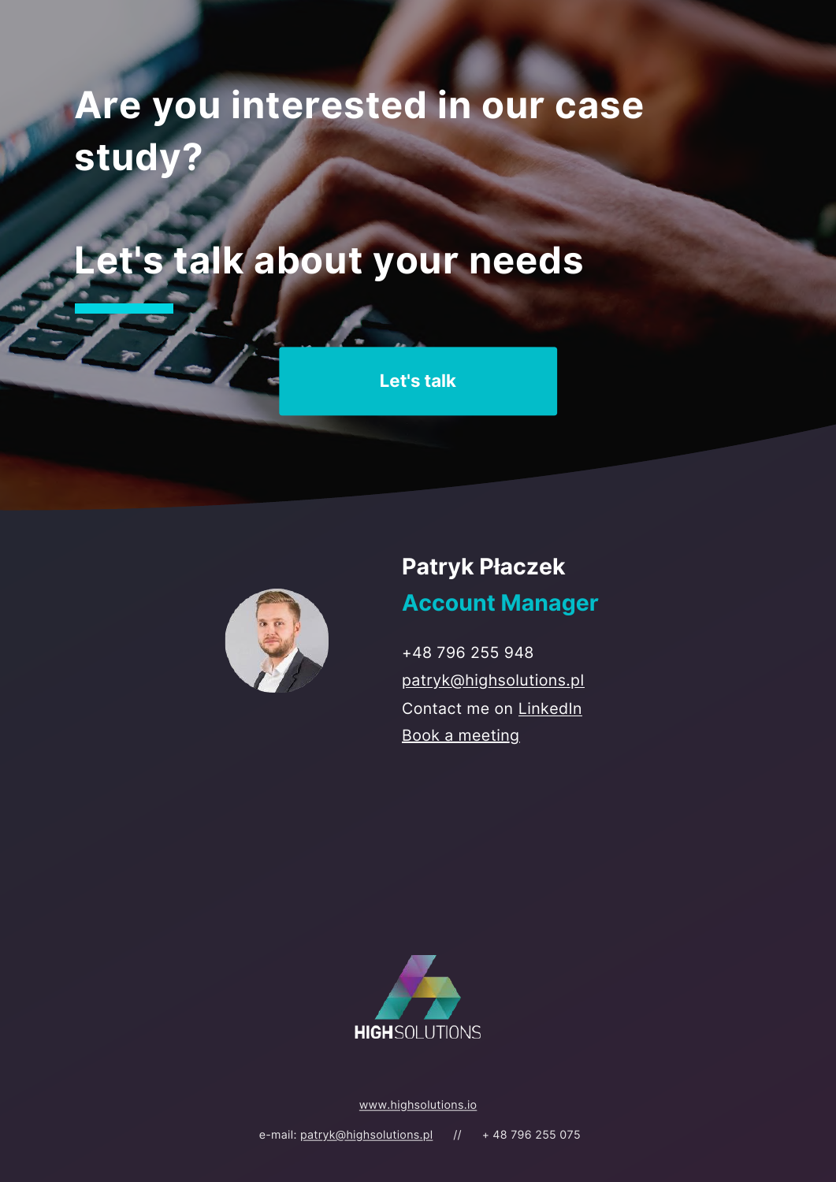# Are you interested in our case study?

# Let's talk about your needs

Let's talk

**Patryk Płaczek**

**Account Manager**

+48 796 255 948

patryk@highsolutions.pl

Contact me on LinkedIn

Book a meeting

HIGHSOLUTIONS

www.highsolutions.io

e-mail: patryk@highsolutions.pl // + 48 796 255 075